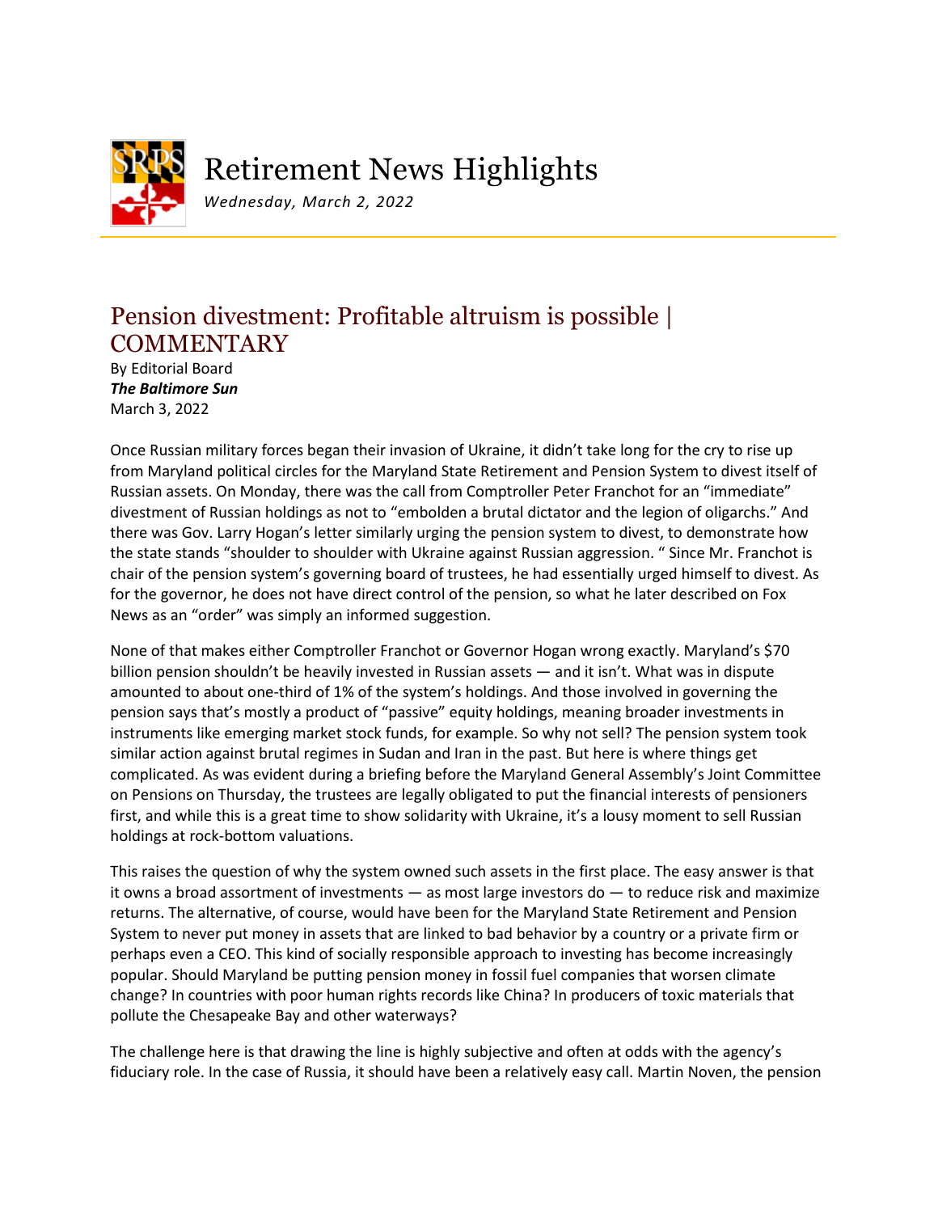# Retirement News Highlights

*Wednesday, March 2, 2022*

## Pension divestment: Profitable altruism is possible | COMMENTARY

By Editorial Board
***The Baltimore Sun***
March 3, 2022

Once Russian military forces began their invasion of Ukraine, it didn't take long for the cry to rise up from Maryland political circles for the Maryland State Retirement and Pension System to divest itself of Russian assets. On Monday, there was the call from Comptroller Peter Franchot for an "immediate" divestment of Russian holdings as not to "embolden a brutal dictator and the legion of oligarchs." And there was Gov. Larry Hogan's letter similarly urging the pension system to divest, to demonstrate how the state stands "shoulder to shoulder with Ukraine against Russian aggression. " Since Mr. Franchot is chair of the pension system's governing board of trustees, he had essentially urged himself to divest. As for the governor, he does not have direct control of the pension, so what he later described on Fox News as an "order" was simply an informed suggestion.

None of that makes either Comptroller Franchot or Governor Hogan wrong exactly. Maryland's $70 billion pension shouldn't be heavily invested in Russian assets — and it isn't. What was in dispute amounted to about one-third of 1% of the system's holdings. And those involved in governing the pension says that's mostly a product of "passive" equity holdings, meaning broader investments in instruments like emerging market stock funds, for example. So why not sell? The pension system took similar action against brutal regimes in Sudan and Iran in the past. But here is where things get complicated. As was evident during a briefing before the Maryland General Assembly's Joint Committee on Pensions on Thursday, the trustees are legally obligated to put the financial interests of pensioners first, and while this is a great time to show solidarity with Ukraine, it's a lousy moment to sell Russian holdings at rock-bottom valuations.

This raises the question of why the system owned such assets in the first place. The easy answer is that it owns a broad assortment of investments — as most large investors do — to reduce risk and maximize returns. The alternative, of course, would have been for the Maryland State Retirement and Pension System to never put money in assets that are linked to bad behavior by a country or a private firm or perhaps even a CEO. This kind of socially responsible approach to investing has become increasingly popular. Should Maryland be putting pension money in fossil fuel companies that worsen climate change? In countries with poor human rights records like China? In producers of toxic materials that pollute the Chesapeake Bay and other waterways?

The challenge here is that drawing the line is highly subjective and often at odds with the agency's fiduciary role. In the case of Russia, it should have been a relatively easy call. Martin Noven, the pension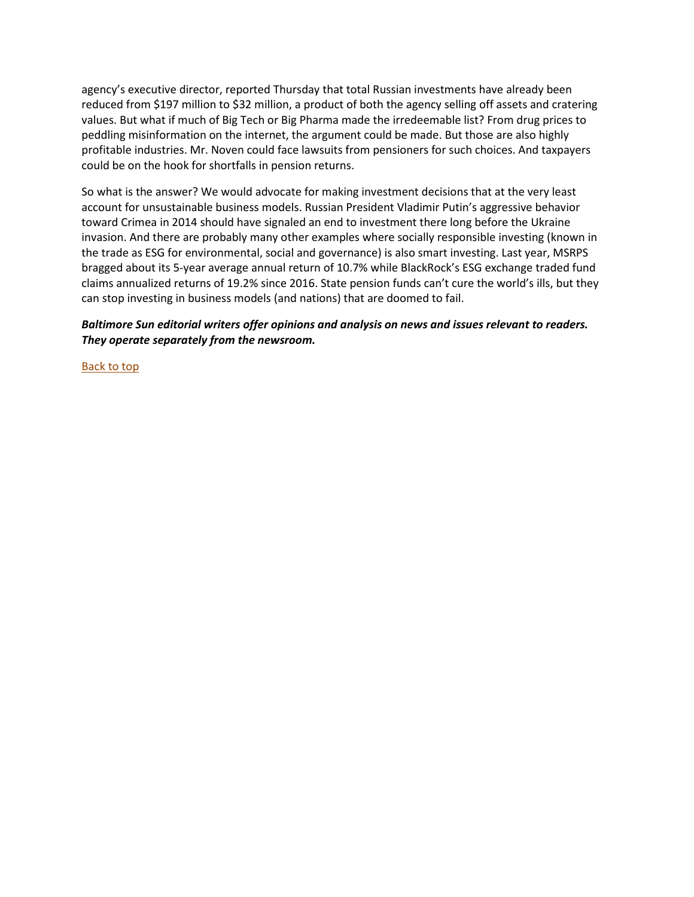agency's executive director, reported Thursday that total Russian investments have already been reduced from $197 million to $32 million, a product of both the agency selling off assets and cratering values. But what if much of Big Tech or Big Pharma made the irredeemable list? From drug prices to peddling misinformation on the internet, the argument could be made. But those are also highly profitable industries. Mr. Noven could face lawsuits from pensioners for such choices. And taxpayers could be on the hook for shortfalls in pension returns.

So what is the answer? We would advocate for making investment decisions that at the very least account for unsustainable business models. Russian President Vladimir Putin's aggressive behavior toward Crimea in 2014 should have signaled an end to investment there long before the Ukraine invasion. And there are probably many other examples where socially responsible investing (known in the trade as ESG for environmental, social and governance) is also smart investing. Last year, MSRPS bragged about its 5-year average annual return of 10.7% while BlackRock's ESG exchange traded fund claims annualized returns of 19.2% since 2016. State pension funds can't cure the world's ills, but they can stop investing in business models (and nations) that are doomed to fail.

***Baltimore Sun editorial writers offer opinions and analysis on news and issues relevant to readers. They operate separately from the newsroom.***

Back to top